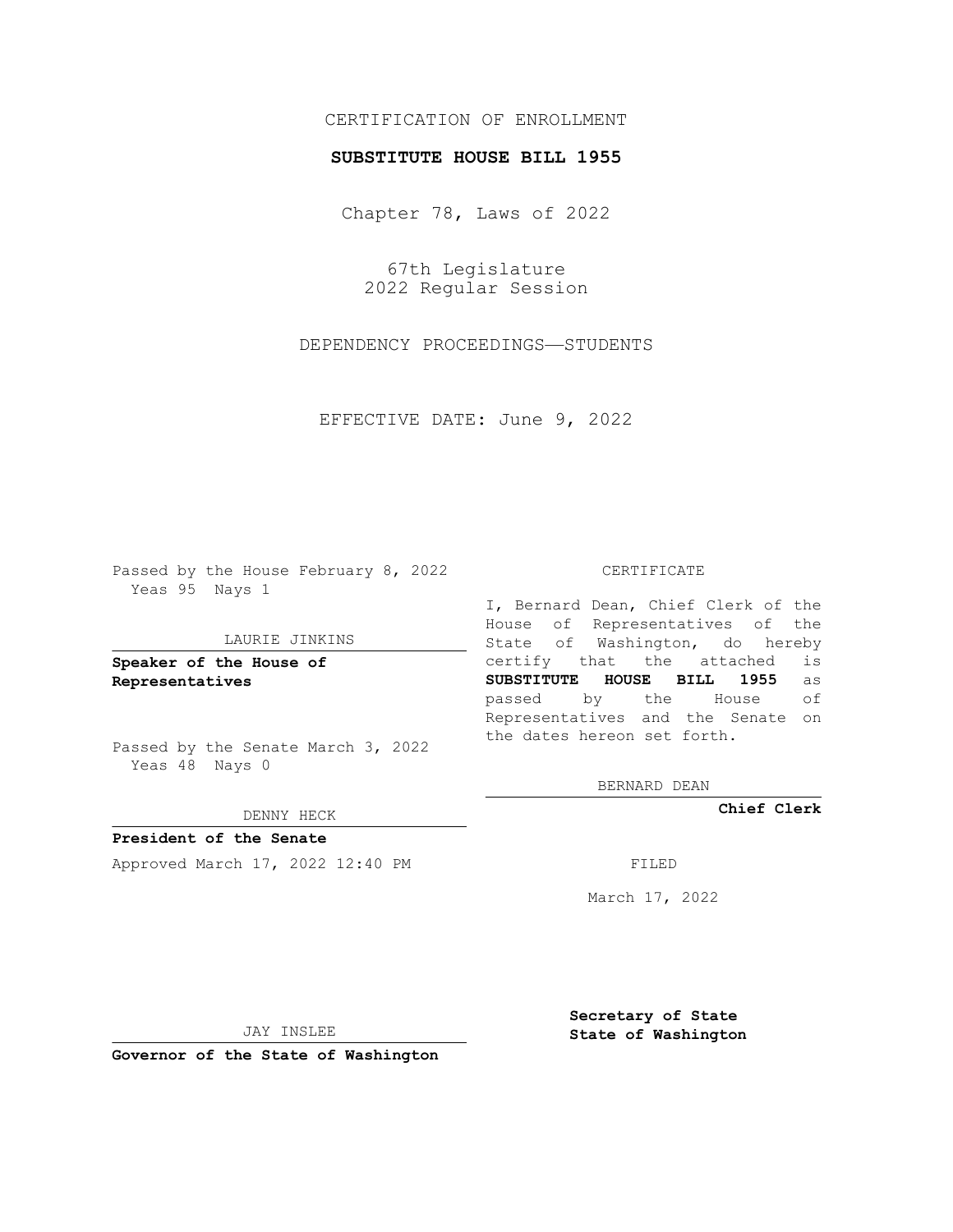CERTIFICATION OF ENROLLMENT

**SUBSTITUTE HOUSE BILL 1955**

Chapter 78, Laws of 2022

67th Legislature
2022 Regular Session

DEPENDENCY PROCEEDINGS—STUDENTS

EFFECTIVE DATE: June 9, 2022

Passed by the House February 8, 2022
Yeas 95 Nays 1

LAURIE JINKINS

**Speaker of the House of Representatives**

Passed by the Senate March 3, 2022
Yeas 48 Nays 0

DENNY HECK

**President of the Senate**

Approved March 17, 2022 12:40 PM

JAY INSLEE

**Governor of the State of Washington**

CERTIFICATE

I, Bernard Dean, Chief Clerk of the House of Representatives of the State of Washington, do hereby certify that the attached is **SUBSTITUTE HOUSE BILL 1955** as passed by the House of Representatives and the Senate on the dates hereon set forth.

BERNARD DEAN

**Chief Clerk**

FILED

March 17, 2022

**Secretary of State**
**State of Washington**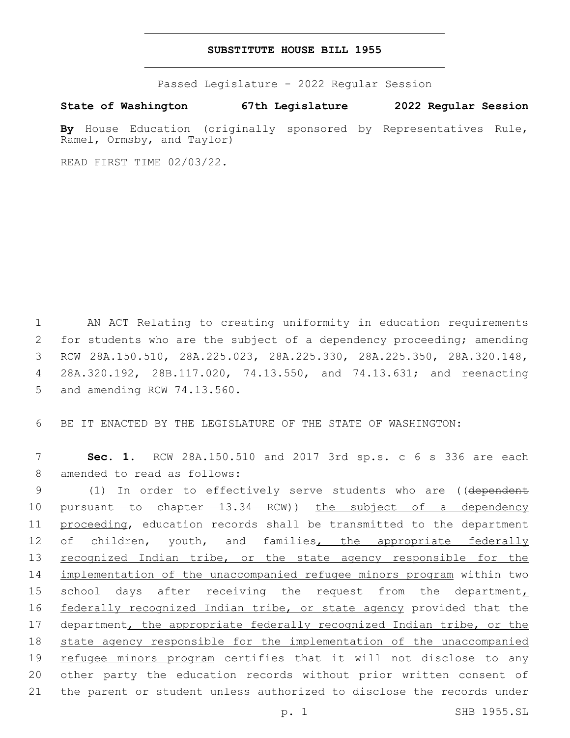# SUBSTITUTE HOUSE BILL 1955

Passed Legislature - 2022 Regular Session

**State of Washington 67th Legislature 2022 Regular Session**

**By** House Education (originally sponsored by Representatives Rule, Ramel, Ormsby, and Taylor)

READ FIRST TIME 02/03/22.

AN ACT Relating to creating uniformity in education requirements for students who are the subject of a dependency proceeding; amending RCW 28A.150.510, 28A.225.023, 28A.225.330, 28A.225.350, 28A.320.148, 28A.320.192, 28B.117.020, 74.13.550, and 74.13.631; and reenacting and amending RCW 74.13.560.

BE IT ENACTED BY THE LEGISLATURE OF THE STATE OF WASHINGTON:

**Sec. 1.** RCW 28A.150.510 and 2017 3rd sp.s. c 6 s 336 are each amended to read as follows:

(1) In order to effectively serve students who are ((~~dependent pursuant to chapter 13.34 RCW~~)) <u>the subject of a dependency proceeding</u>, education records shall be transmitted to the department of children, youth, and families<u>, the appropriate federally recognized Indian tribe, or the state agency responsible for the implementation of the unaccompanied refugee minors program</u> within two school days after receiving the request from the department<u>, federally recognized Indian tribe, or state agency</u> provided that the department<u>, the appropriate federally recognized Indian tribe, or the state agency responsible for the implementation of the unaccompanied refugee minors program</u> certifies that it will not disclose to any other party the education records without prior written consent of the parent or student unless authorized to disclose the records under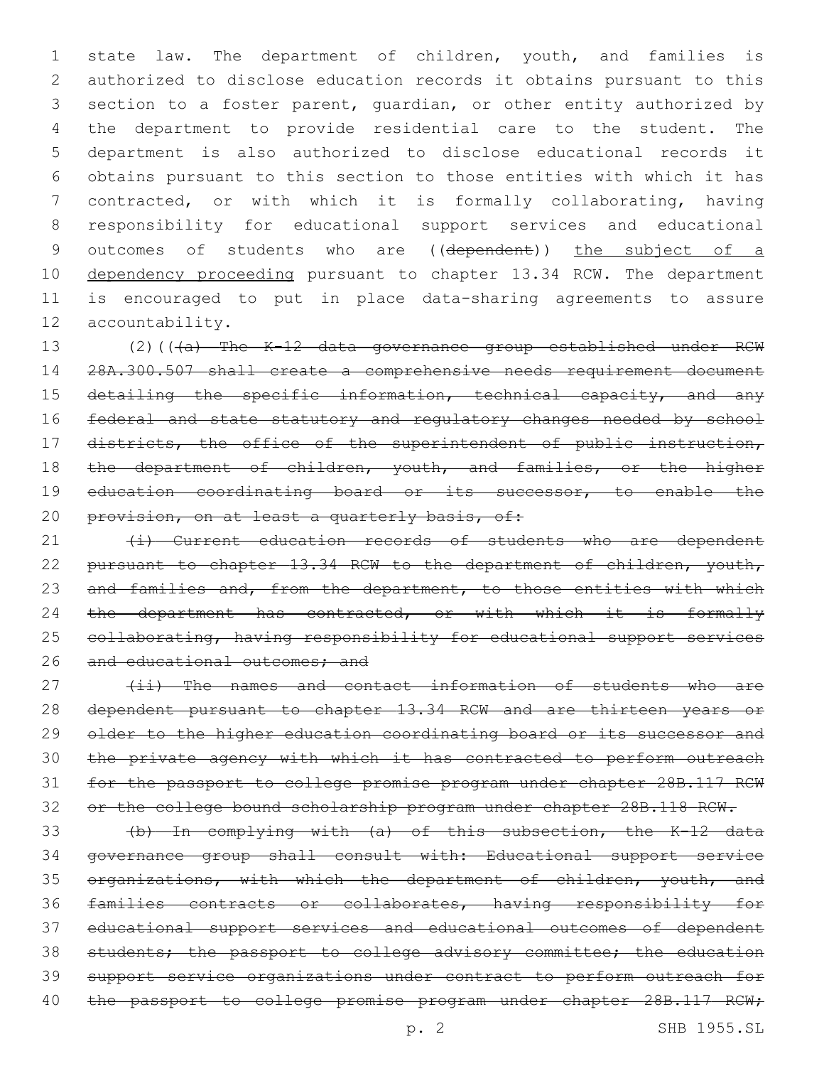state law. The department of children, youth, and families is authorized to disclose education records it obtains pursuant to this section to a foster parent, guardian, or other entity authorized by the department to provide residential care to the student. The department is also authorized to disclose educational records it obtains pursuant to this section to those entities with which it has contracted, or with which it is formally collaborating, having responsibility for educational support services and educational outcomes of students who are ((~~dependent~~)) <u>the subject of a dependency proceeding</u> pursuant to chapter 13.34 RCW. The department is encouraged to put in place data-sharing agreements to assure accountability.

(2)((~~(a) The K-12 data governance group established under RCW 28A.300.507 shall create a comprehensive needs requirement document detailing the specific information, technical capacity, and any federal and state statutory and regulatory changes needed by school districts, the office of the superintendent of public instruction, the department of children, youth, and families, or the higher education coordinating board or its successor, to enable the provision, on at least a quarterly basis, of:~~

~~(i) Current education records of students who are dependent pursuant to chapter 13.34 RCW to the department of children, youth, and families and, from the department, to those entities with which the department has contracted, or with which it is formally collaborating, having responsibility for educational support services and educational outcomes; and~~

~~(ii) The names and contact information of students who are dependent pursuant to chapter 13.34 RCW and are thirteen years or older to the higher education coordinating board or its successor and the private agency with which it has contracted to perform outreach for the passport to college promise program under chapter 28B.117 RCW or the college bound scholarship program under chapter 28B.118 RCW.~~

~~(b) In complying with (a) of this subsection, the K-12 data governance group shall consult with: Educational support service organizations, with which the department of children, youth, and families contracts or collaborates, having responsibility for educational support services and educational outcomes of dependent students; the passport to college advisory committee; the education support service organizations under contract to perform outreach for the passport to college promise program under chapter 28B.117 RCW;~~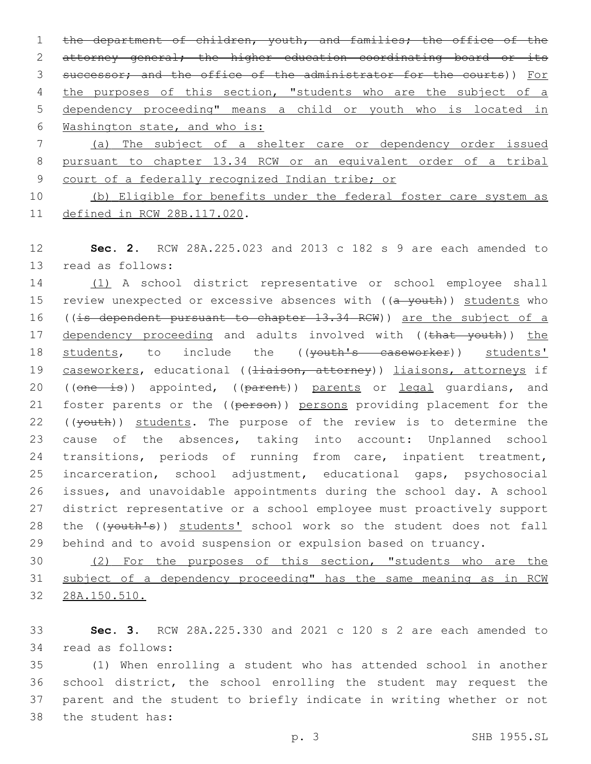the department of children, youth, and families; the office of the attorney general; the higher education coordinating board or its successor; and the office of the administrator for the courts)) For the purposes of this section, "students who are the subject of a dependency proceeding" means a child or youth who is located in Washington state, and who is:

(a) The subject of a shelter care or dependency order issued pursuant to chapter 13.34 RCW or an equivalent order of a tribal court of a federally recognized Indian tribe; or

(b) Eligible for benefits under the federal foster care system as defined in RCW 28B.117.020.

**Sec. 2.** RCW 28A.225.023 and 2013 c 182 s 9 are each amended to read as follows:

(1) A school district representative or school employee shall review unexpected or excessive absences with ((a youth)) students who ((is dependent pursuant to chapter 13.34 RCW)) are the subject of a dependency proceeding and adults involved with ((that youth)) the students, to include the ((youth's caseworker)) students' caseworkers, educational ((liaison, attorney)) liaisons, attorneys if ((one is)) appointed, ((parent)) parents or legal guardians, and foster parents or the ((person)) persons providing placement for the ((youth)) students. The purpose of the review is to determine the cause of the absences, taking into account: Unplanned school transitions, periods of running from care, inpatient treatment, incarceration, school adjustment, educational gaps, psychosocial issues, and unavoidable appointments during the school day. A school district representative or a school employee must proactively support the ((youth's)) students' school work so the student does not fall behind and to avoid suspension or expulsion based on truancy.

(2) For the purposes of this section, "students who are the subject of a dependency proceeding" has the same meaning as in RCW 28A.150.510.

**Sec. 3.** RCW 28A.225.330 and 2021 c 120 s 2 are each amended to read as follows:

(1) When enrolling a student who has attended school in another school district, the school enrolling the student may request the parent and the student to briefly indicate in writing whether or not the student has: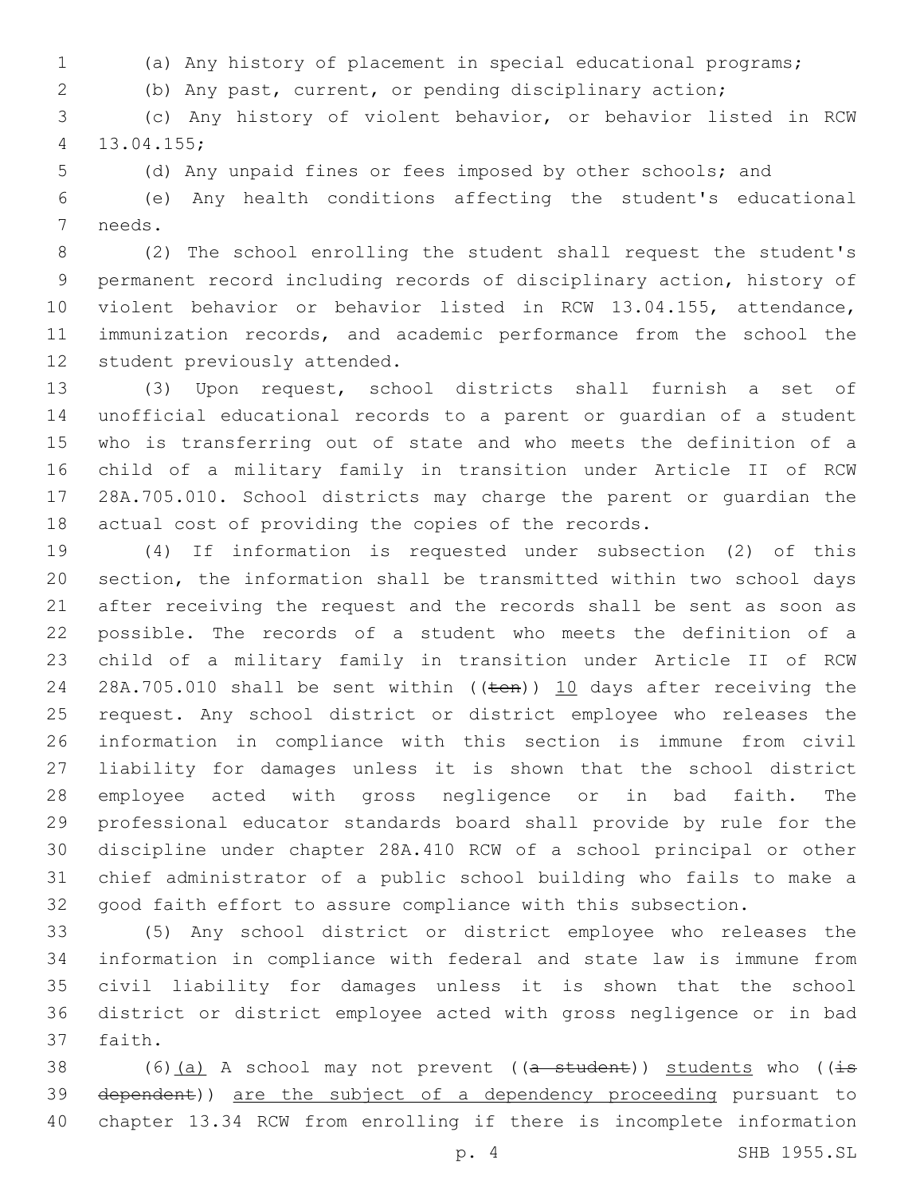(a) Any history of placement in special educational programs;

(b) Any past, current, or pending disciplinary action;

(c) Any history of violent behavior, or behavior listed in RCW 13.04.155;

(d) Any unpaid fines or fees imposed by other schools; and

(e) Any health conditions affecting the student's educational needs.

(2) The school enrolling the student shall request the student's permanent record including records of disciplinary action, history of violent behavior or behavior listed in RCW 13.04.155, attendance, immunization records, and academic performance from the school the student previously attended.

(3) Upon request, school districts shall furnish a set of unofficial educational records to a parent or guardian of a student who is transferring out of state and who meets the definition of a child of a military family in transition under Article II of RCW 28A.705.010. School districts may charge the parent or guardian the actual cost of providing the copies of the records.

(4) If information is requested under subsection (2) of this section, the information shall be transmitted within two school days after receiving the request and the records shall be sent as soon as possible. The records of a student who meets the definition of a child of a military family in transition under Article II of RCW 28A.705.010 shall be sent within ((~~ten~~)) 10 days after receiving the request. Any school district or district employee who releases the information in compliance with this section is immune from civil liability for damages unless it is shown that the school district employee acted with gross negligence or in bad faith. The professional educator standards board shall provide by rule for the discipline under chapter 28A.410 RCW of a school principal or other chief administrator of a public school building who fails to make a good faith effort to assure compliance with this subsection.

(5) Any school district or district employee who releases the information in compliance with federal and state law is immune from civil liability for damages unless it is shown that the school district or district employee acted with gross negligence or in bad faith.

(6)(a) A school may not prevent ((~~a student~~)) students who ((~~is dependent~~)) are the subject of a dependency proceeding pursuant to chapter 13.34 RCW from enrolling if there is incomplete information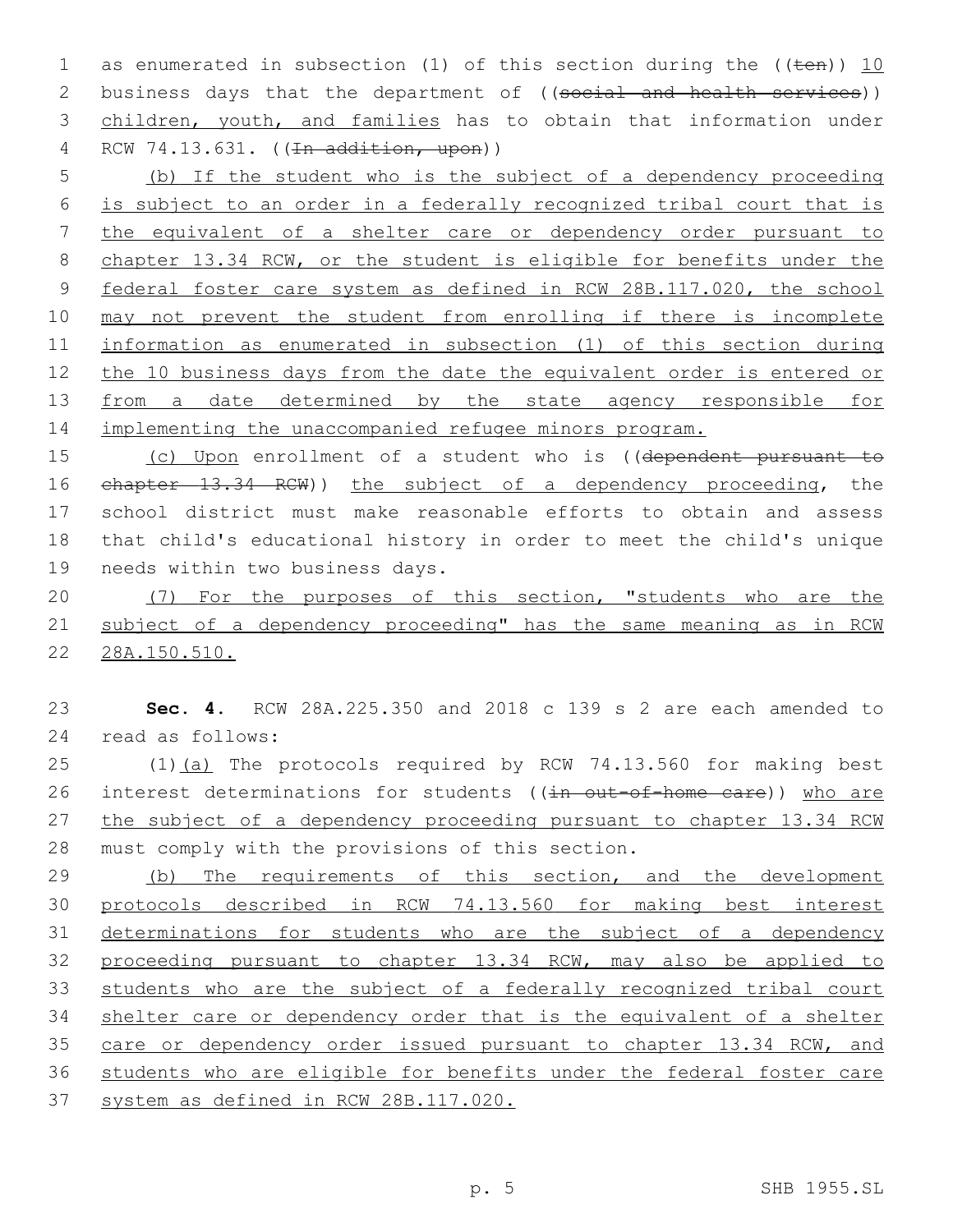as enumerated in subsection (1) of this section during the ((~~ten~~)) 10 business days that the department of ((~~social and health services~~)) children, youth, and families has to obtain that information under RCW 74.13.631. ((~~In addition, upon~~))

(b) If the student who is the subject of a dependency proceeding is subject to an order in a federally recognized tribal court that is the equivalent of a shelter care or dependency order pursuant to chapter 13.34 RCW, or the student is eligible for benefits under the federal foster care system as defined in RCW 28B.117.020, the school may not prevent the student from enrolling if there is incomplete information as enumerated in subsection (1) of this section during the 10 business days from the date the equivalent order is entered or from a date determined by the state agency responsible for implementing the unaccompanied refugee minors program.

(c) Upon enrollment of a student who is ((~~dependent pursuant to chapter 13.34 RCW~~)) the subject of a dependency proceeding, the school district must make reasonable efforts to obtain and assess that child's educational history in order to meet the child's unique needs within two business days.

(7) For the purposes of this section, "students who are the subject of a dependency proceeding" has the same meaning as in RCW 28A.150.510.

**Sec. 4.** RCW 28A.225.350 and 2018 c 139 s 2 are each amended to read as follows:

(1)(a) The protocols required by RCW 74.13.560 for making best interest determinations for students ((~~in out-of-home care~~)) who are the subject of a dependency proceeding pursuant to chapter 13.34 RCW must comply with the provisions of this section.

(b) The requirements of this section, and the development protocols described in RCW 74.13.560 for making best interest determinations for students who are the subject of a dependency proceeding pursuant to chapter 13.34 RCW, may also be applied to students who are the subject of a federally recognized tribal court shelter care or dependency order that is the equivalent of a shelter care or dependency order issued pursuant to chapter 13.34 RCW, and students who are eligible for benefits under the federal foster care system as defined in RCW 28B.117.020.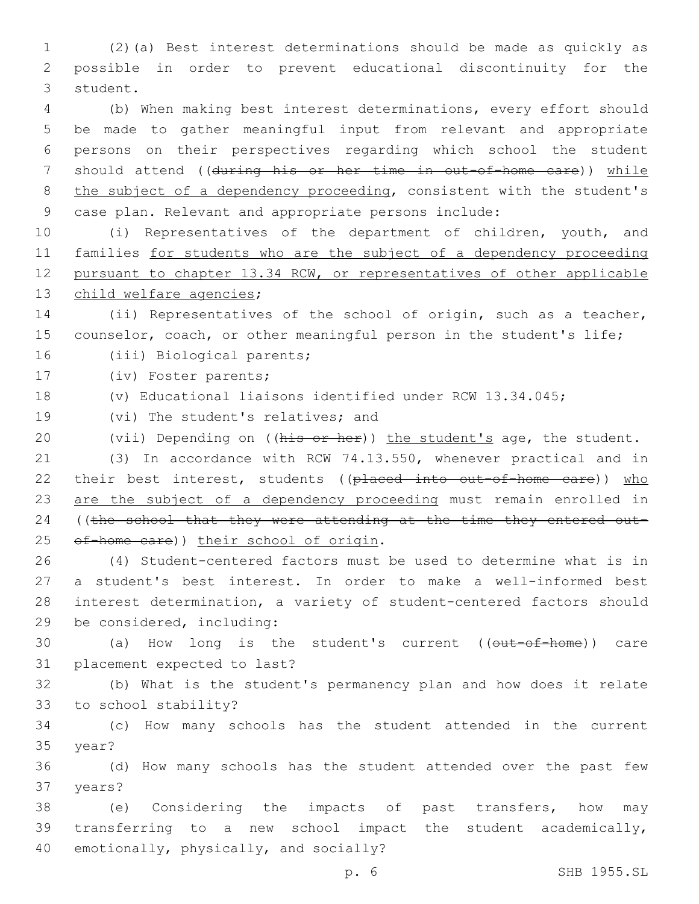(2)(a) Best interest determinations should be made as quickly as possible in order to prevent educational discontinuity for the student.

(b) When making best interest determinations, every effort should be made to gather meaningful input from relevant and appropriate persons on their perspectives regarding which school the student should attend ((~~during his or her time in out-of-home care~~)) <u>while the subject of a dependency proceeding</u>, consistent with the student's case plan. Relevant and appropriate persons include:

(i) Representatives of the department of children, youth, and families <u>for students who are the subject of a dependency proceeding pursuant to chapter 13.34 RCW, or representatives of other applicable child welfare agencies</u>;

(ii) Representatives of the school of origin, such as a teacher, counselor, coach, or other meaningful person in the student's life;

(iii) Biological parents;

(iv) Foster parents;

(v) Educational liaisons identified under RCW 13.34.045;

(vi) The student's relatives; and

(vii) Depending on ((~~his or her~~)) <u>the student's</u> age, the student.

(3) In accordance with RCW 74.13.550, whenever practical and in their best interest, students ((~~placed into out-of-home care~~)) <u>who are the subject of a dependency proceeding</u> must remain enrolled in ((~~the school that they were attending at the time they entered out-of-home care~~)) <u>their school of origin</u>.

(4) Student-centered factors must be used to determine what is in a student's best interest. In order to make a well-informed best interest determination, a variety of student-centered factors should be considered, including:

(a) How long is the student's current ((~~out-of-home~~)) care placement expected to last?

(b) What is the student's permanency plan and how does it relate to school stability?

(c) How many schools has the student attended in the current year?

(d) How many schools has the student attended over the past few years?

(e) Considering the impacts of past transfers, how may transferring to a new school impact the student academically, emotionally, physically, and socially?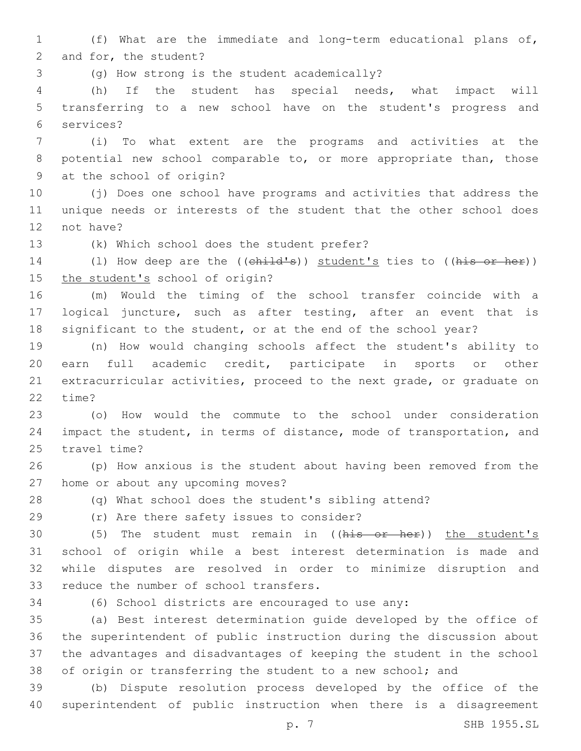(f) What are the immediate and long-term educational plans of, and for, the student?

(g) How strong is the student academically?

(h) If the student has special needs, what impact will transferring to a new school have on the student's progress and services?

(i) To what extent are the programs and activities at the potential new school comparable to, or more appropriate than, those at the school of origin?

(j) Does one school have programs and activities that address the unique needs or interests of the student that the other school does not have?

(k) Which school does the student prefer?

(l) How deep are the ((~~child's~~)) student's ties to ((~~his or her~~)) the student's school of origin?

(m) Would the timing of the school transfer coincide with a logical juncture, such as after testing, after an event that is significant to the student, or at the end of the school year?

(n) How would changing schools affect the student's ability to earn full academic credit, participate in sports or other extracurricular activities, proceed to the next grade, or graduate on time?

(o) How would the commute to the school under consideration impact the student, in terms of distance, mode of transportation, and travel time?

(p) How anxious is the student about having been removed from the home or about any upcoming moves?

(q) What school does the student's sibling attend?

(r) Are there safety issues to consider?

(5) The student must remain in ((~~his or her~~)) the student's school of origin while a best interest determination is made and while disputes are resolved in order to minimize disruption and reduce the number of school transfers.

(6) School districts are encouraged to use any:

(a) Best interest determination guide developed by the office of the superintendent of public instruction during the discussion about the advantages and disadvantages of keeping the student in the school of origin or transferring the student to a new school; and

(b) Dispute resolution process developed by the office of the superintendent of public instruction when there is a disagreement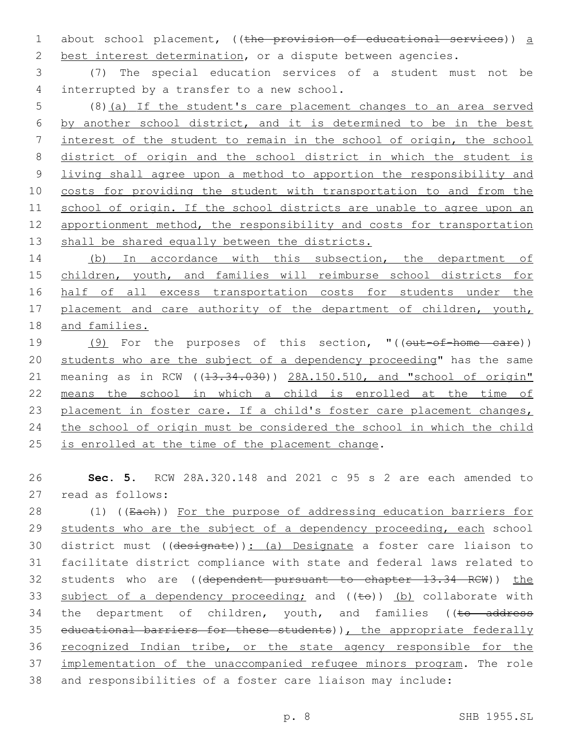about school placement, ((~~the provision of educational services~~)) <u>a best interest determination</u>, or a dispute between agencies.

(7) The special education services of a student must not be interrupted by a transfer to a new school.

(8)<u>(a) If the student's care placement changes to an area served by another school district, and it is determined to be in the best interest of the student to remain in the school of origin, the school district of origin and the school district in which the student is living shall agree upon a method to apportion the responsibility and costs for providing the student with transportation to and from the school of origin. If the school districts are unable to agree upon an apportionment method, the responsibility and costs for transportation shall be shared equally between the districts.</u>

<u>(b) In accordance with this subsection, the department of children, youth, and families will reimburse school districts for half of all excess transportation costs for students under the placement and care authority of the department of children, youth, and families.</u>

<u>(9)</u> For the purposes of this section, "((~~out-of-home care~~)) <u>students who are the subject of a dependency proceeding</u>" has the same meaning as in RCW ((~~13.34.030~~)) <u>28A.150.510, and "school of origin" means the school in which a child is enrolled at the time of placement in foster care. If a child's foster care placement changes, the school of origin must be considered the school in which the child is enrolled at the time of the placement change</u>.

**Sec. 5.** RCW 28A.320.148 and 2021 c 95 s 2 are each amended to read as follows:

(1) ((~~Each~~)) <u>For the purpose of addressing education barriers for students who are the subject of a dependency proceeding, each</u> school district must ((~~designate~~))<u>: (a) Designate</u> a foster care liaison to facilitate district compliance with state and federal laws related to students who are ((~~dependent pursuant to chapter 13.34 RCW~~)) <u>the subject of a dependency proceeding;</u> and ((~~to~~)) <u>(b)</u> collaborate with the department of children, youth, and families ((~~to address educational barriers for these students~~))<u>, the appropriate federally recognized Indian tribe, or the state agency responsible for the implementation of the unaccompanied refugee minors program</u>. The role and responsibilities of a foster care liaison may include: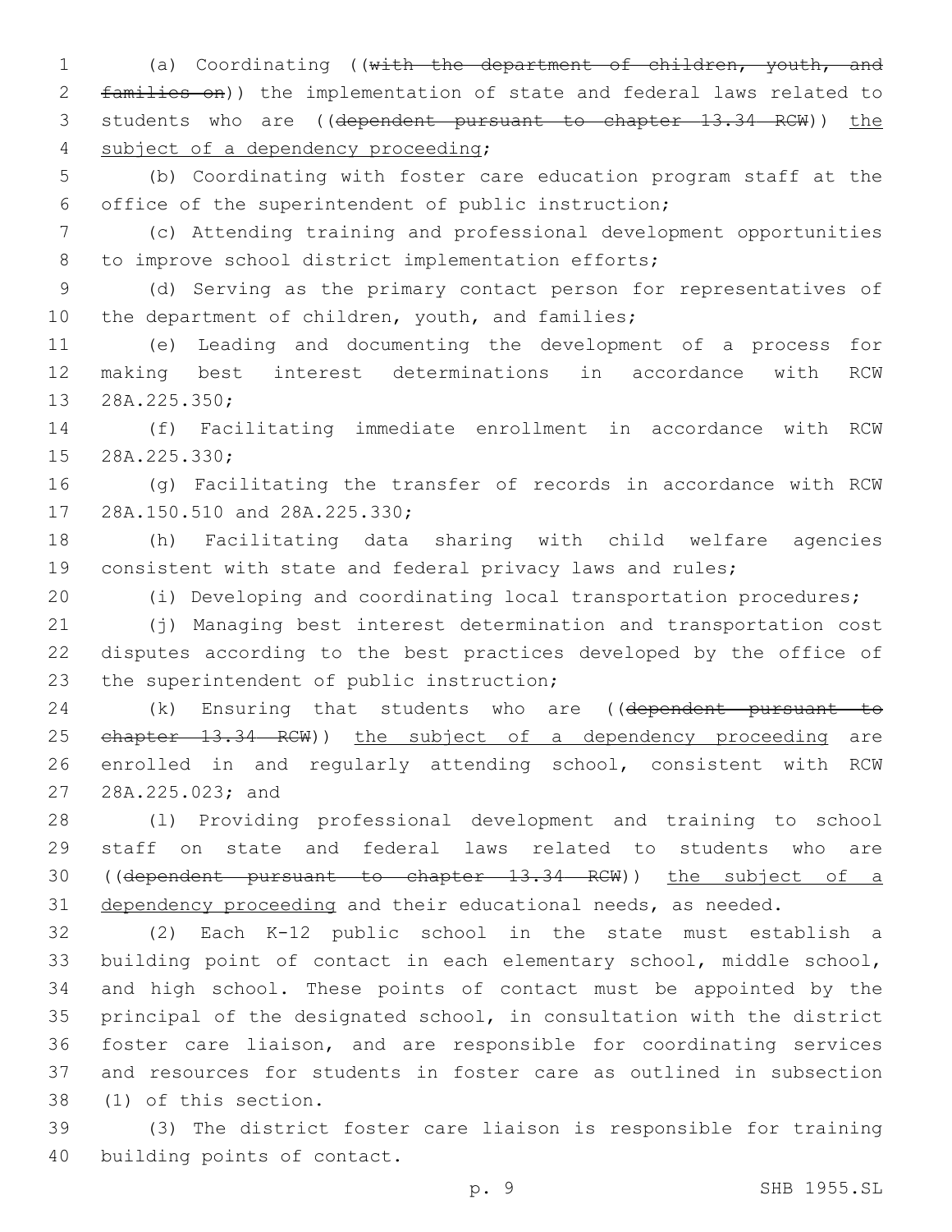(a) Coordinating ((~~with the department of children, youth, and families on~~)) the implementation of state and federal laws related to students who are ((~~dependent pursuant to chapter 13.34 RCW~~)) <u>the subject of a dependency proceeding</u>;

(b) Coordinating with foster care education program staff at the office of the superintendent of public instruction;

(c) Attending training and professional development opportunities to improve school district implementation efforts;

(d) Serving as the primary contact person for representatives of the department of children, youth, and families;

(e) Leading and documenting the development of a process for making best interest determinations in accordance with RCW 28A.225.350;

(f) Facilitating immediate enrollment in accordance with RCW 28A.225.330;

(g) Facilitating the transfer of records in accordance with RCW 28A.150.510 and 28A.225.330;

(h) Facilitating data sharing with child welfare agencies consistent with state and federal privacy laws and rules;

(i) Developing and coordinating local transportation procedures;

(j) Managing best interest determination and transportation cost disputes according to the best practices developed by the office of the superintendent of public instruction;

(k) Ensuring that students who are ((~~dependent pursuant to chapter 13.34 RCW~~)) <u>the subject of a dependency proceeding</u> are enrolled in and regularly attending school, consistent with RCW 28A.225.023; and

(l) Providing professional development and training to school staff on state and federal laws related to students who are ((~~dependent pursuant to chapter 13.34 RCW~~)) <u>the subject of a dependency proceeding</u> and their educational needs, as needed.

(2) Each K-12 public school in the state must establish a building point of contact in each elementary school, middle school, and high school. These points of contact must be appointed by the principal of the designated school, in consultation with the district foster care liaison, and are responsible for coordinating services and resources for students in foster care as outlined in subsection (1) of this section.

(3) The district foster care liaison is responsible for training building points of contact.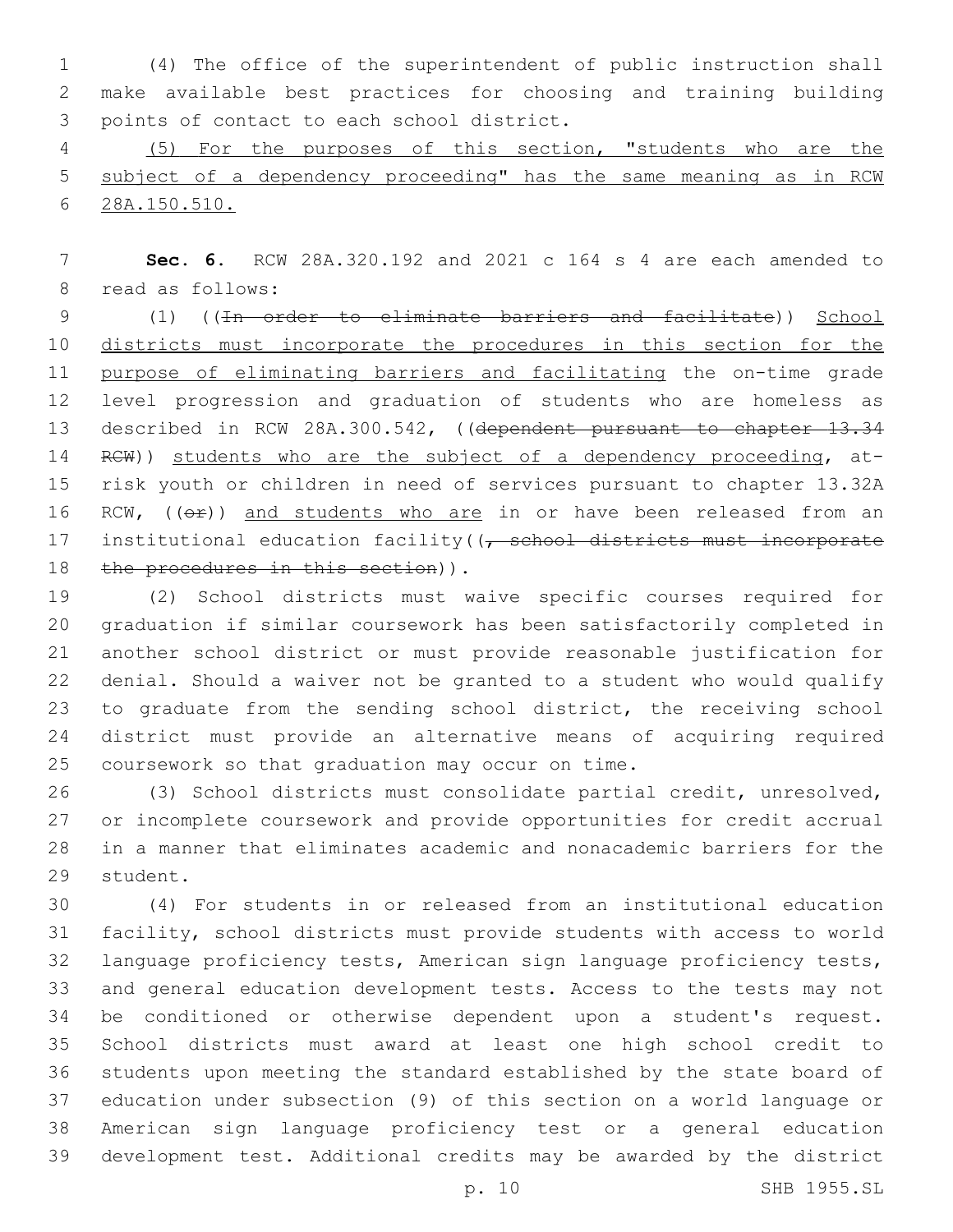(4) The office of the superintendent of public instruction shall make available best practices for choosing and training building points of contact to each school district.

<u>(5) For the purposes of this section, "students who are the subject of a dependency proceeding" has the same meaning as in RCW 28A.150.510.</u>

**Sec. 6.** RCW 28A.320.192 and 2021 c 164 s 4 are each amended to read as follows:

(1) ((~~In order to eliminate barriers and facilitate~~)) <u>School districts must incorporate the procedures in this section for the purpose of eliminating barriers and facilitating</u> the on-time grade level progression and graduation of students who are homeless as described in RCW 28A.300.542, ((~~dependent pursuant to chapter 13.34 RCW~~)) <u>students who are the subject of a dependency proceeding</u>, at-risk youth or children in need of services pursuant to chapter 13.32A RCW, ((~~or~~)) <u>and students who are</u> in or have been released from an institutional education facility((~~, school districts must incorporate the procedures in this section~~)).

(2) School districts must waive specific courses required for graduation if similar coursework has been satisfactorily completed in another school district or must provide reasonable justification for denial. Should a waiver not be granted to a student who would qualify to graduate from the sending school district, the receiving school district must provide an alternative means of acquiring required coursework so that graduation may occur on time.

(3) School districts must consolidate partial credit, unresolved, or incomplete coursework and provide opportunities for credit accrual in a manner that eliminates academic and nonacademic barriers for the student.

(4) For students in or released from an institutional education facility, school districts must provide students with access to world language proficiency tests, American sign language proficiency tests, and general education development tests. Access to the tests may not be conditioned or otherwise dependent upon a student's request. School districts must award at least one high school credit to students upon meeting the standard established by the state board of education under subsection (9) of this section on a world language or American sign language proficiency test or a general education development test. Additional credits may be awarded by the district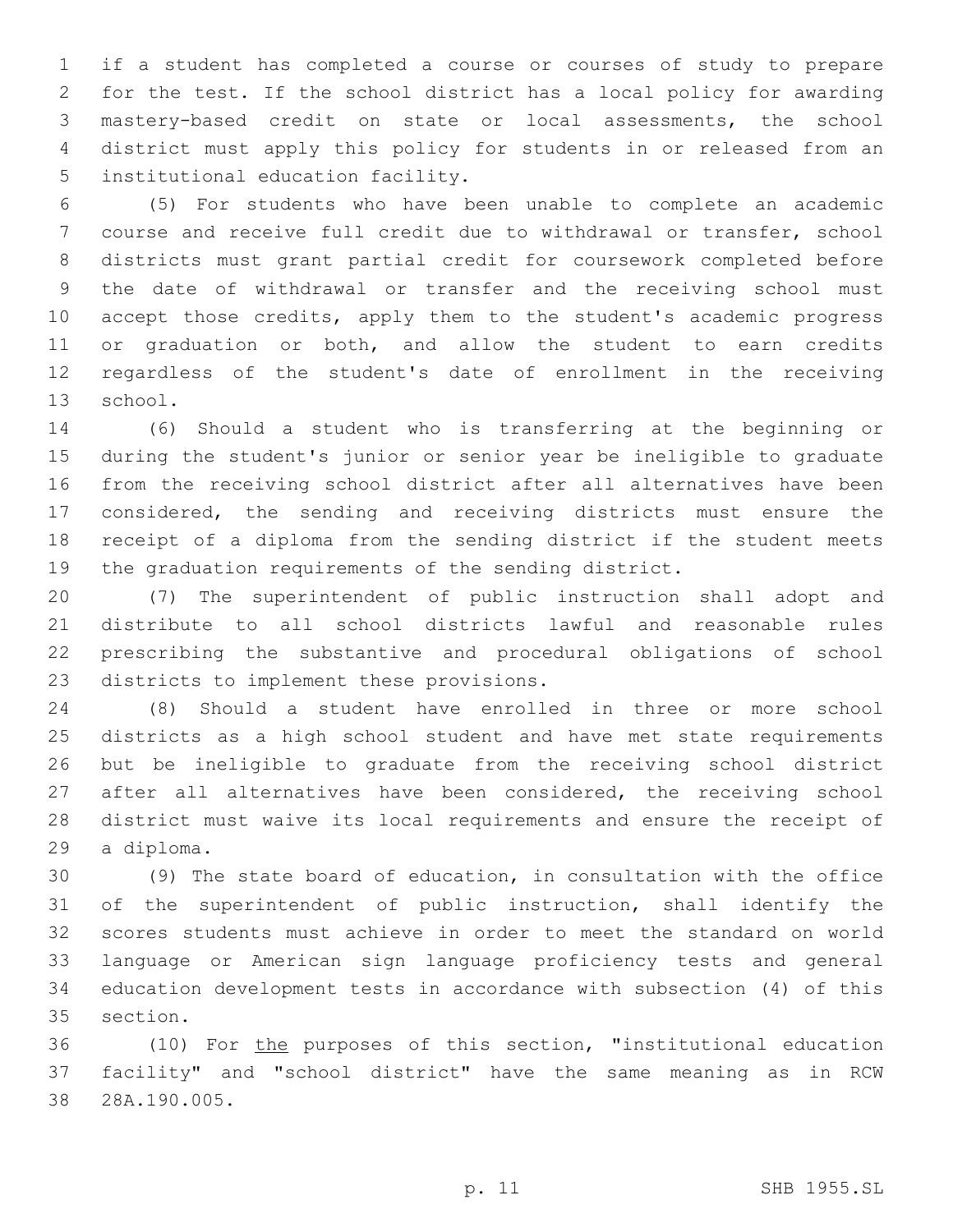if a student has completed a course or courses of study to prepare for the test. If the school district has a local policy for awarding mastery-based credit on state or local assessments, the school district must apply this policy for students in or released from an institutional education facility.

(5) For students who have been unable to complete an academic course and receive full credit due to withdrawal or transfer, school districts must grant partial credit for coursework completed before the date of withdrawal or transfer and the receiving school must accept those credits, apply them to the student's academic progress or graduation or both, and allow the student to earn credits regardless of the student's date of enrollment in the receiving school.

(6) Should a student who is transferring at the beginning or during the student's junior or senior year be ineligible to graduate from the receiving school district after all alternatives have been considered, the sending and receiving districts must ensure the receipt of a diploma from the sending district if the student meets the graduation requirements of the sending district.

(7) The superintendent of public instruction shall adopt and distribute to all school districts lawful and reasonable rules prescribing the substantive and procedural obligations of school districts to implement these provisions.

(8) Should a student have enrolled in three or more school districts as a high school student and have met state requirements but be ineligible to graduate from the receiving school district after all alternatives have been considered, the receiving school district must waive its local requirements and ensure the receipt of a diploma.

(9) The state board of education, in consultation with the office of the superintendent of public instruction, shall identify the scores students must achieve in order to meet the standard on world language or American sign language proficiency tests and general education development tests in accordance with subsection (4) of this section.

(10) For <u>the</u> purposes of this section, "institutional education facility" and "school district" have the same meaning as in RCW 28A.190.005.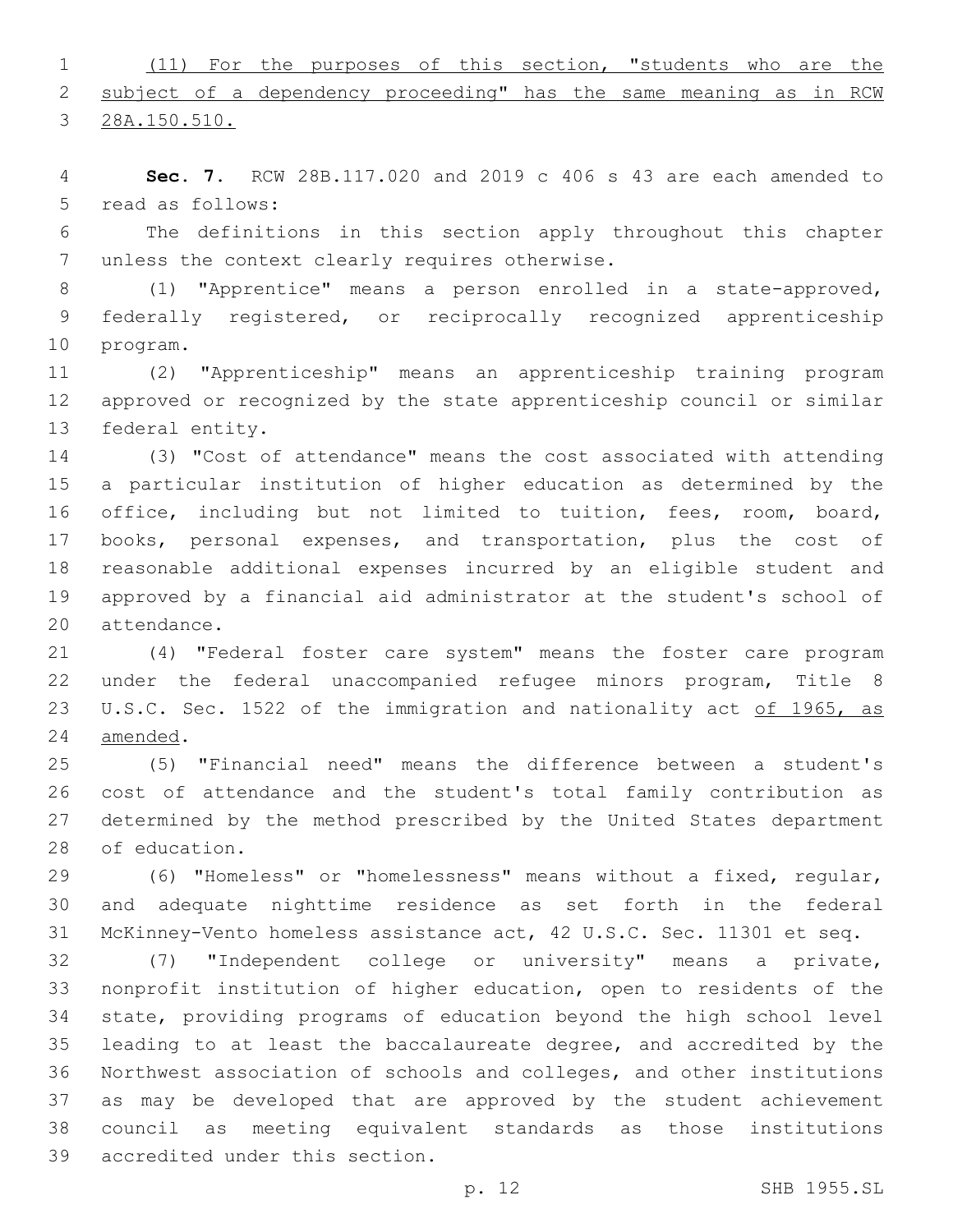(11) For the purposes of this section, "students who are the subject of a dependency proceeding" has the same meaning as in RCW 28A.150.510.

**Sec. 7.** RCW 28B.117.020 and 2019 c 406 s 43 are each amended to read as follows:

The definitions in this section apply throughout this chapter unless the context clearly requires otherwise.

(1) "Apprentice" means a person enrolled in a state-approved, federally registered, or reciprocally recognized apprenticeship program.

(2) "Apprenticeship" means an apprenticeship training program approved or recognized by the state apprenticeship council or similar federal entity.

(3) "Cost of attendance" means the cost associated with attending a particular institution of higher education as determined by the office, including but not limited to tuition, fees, room, board, books, personal expenses, and transportation, plus the cost of reasonable additional expenses incurred by an eligible student and approved by a financial aid administrator at the student's school of attendance.

(4) "Federal foster care system" means the foster care program under the federal unaccompanied refugee minors program, Title 8 U.S.C. Sec. 1522 of the immigration and nationality act of 1965, as amended.

(5) "Financial need" means the difference between a student's cost of attendance and the student's total family contribution as determined by the method prescribed by the United States department of education.

(6) "Homeless" or "homelessness" means without a fixed, regular, and adequate nighttime residence as set forth in the federal McKinney-Vento homeless assistance act, 42 U.S.C. Sec. 11301 et seq.

(7) "Independent college or university" means a private, nonprofit institution of higher education, open to residents of the state, providing programs of education beyond the high school level leading to at least the baccalaureate degree, and accredited by the Northwest association of schools and colleges, and other institutions as may be developed that are approved by the student achievement council as meeting equivalent standards as those institutions accredited under this section.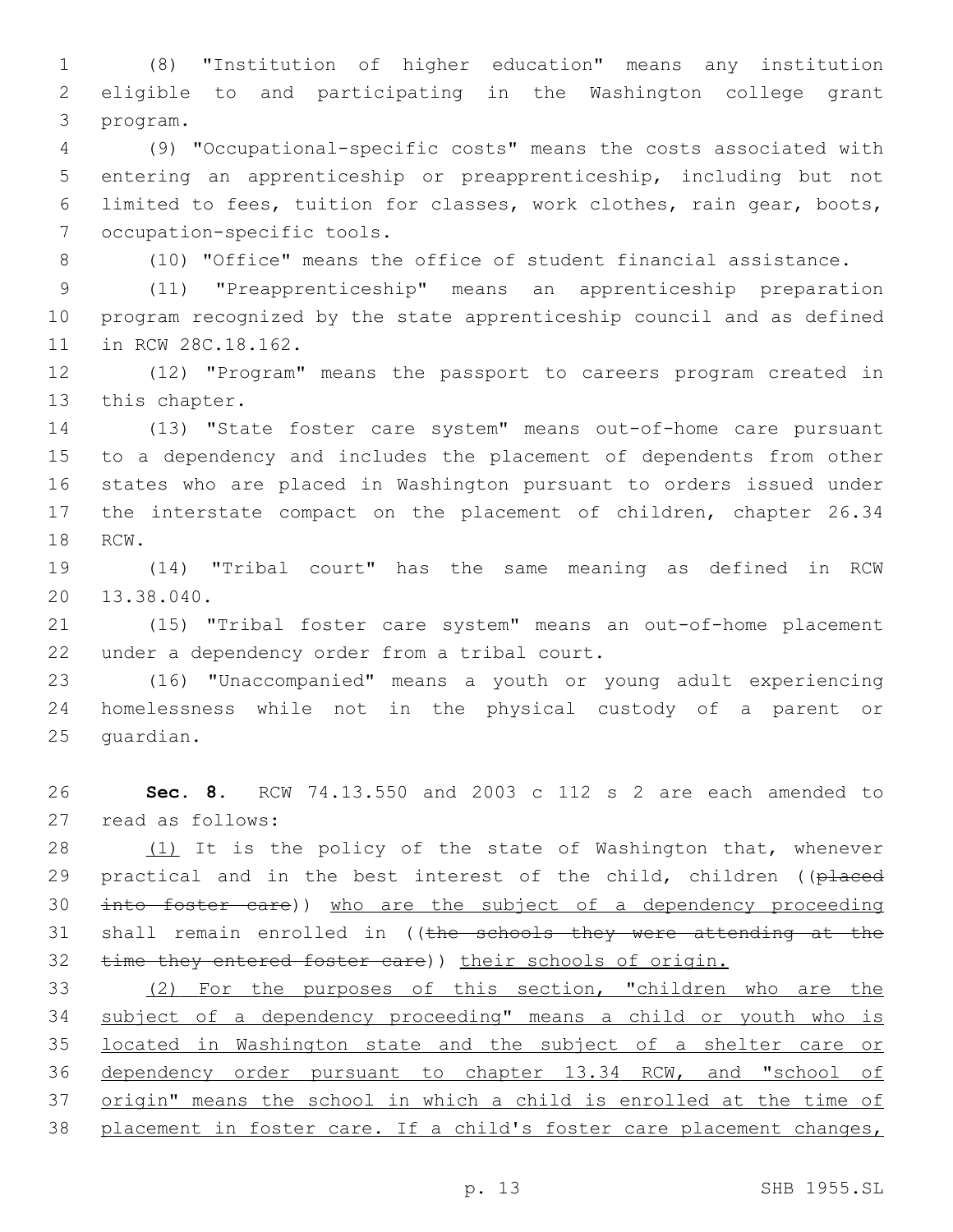(8) "Institution of higher education" means any institution eligible to and participating in the Washington college grant program.

(9) "Occupational-specific costs" means the costs associated with entering an apprenticeship or preapprenticeship, including but not limited to fees, tuition for classes, work clothes, rain gear, boots, occupation-specific tools.

(10) "Office" means the office of student financial assistance.

(11) "Preapprenticeship" means an apprenticeship preparation program recognized by the state apprenticeship council and as defined in RCW 28C.18.162.

(12) "Program" means the passport to careers program created in this chapter.

(13) "State foster care system" means out-of-home care pursuant to a dependency and includes the placement of dependents from other states who are placed in Washington pursuant to orders issued under the interstate compact on the placement of children, chapter 26.34 RCW.

(14) "Tribal court" has the same meaning as defined in RCW 13.38.040.

(15) "Tribal foster care system" means an out-of-home placement under a dependency order from a tribal court.

(16) "Unaccompanied" means a youth or young adult experiencing homelessness while not in the physical custody of a parent or guardian.

**Sec. 8.** RCW 74.13.550 and 2003 c 112 s 2 are each amended to read as follows:

(1) It is the policy of the state of Washington that, whenever practical and in the best interest of the child, children ((~~placed into foster care~~)) who are the subject of a dependency proceeding shall remain enrolled in ((~~the schools they were attending at the time they entered foster care~~)) their schools of origin.

(2) For the purposes of this section, "children who are the subject of a dependency proceeding" means a child or youth who is located in Washington state and the subject of a shelter care or dependency order pursuant to chapter 13.34 RCW, and "school of origin" means the school in which a child is enrolled at the time of placement in foster care. If a child's foster care placement changes,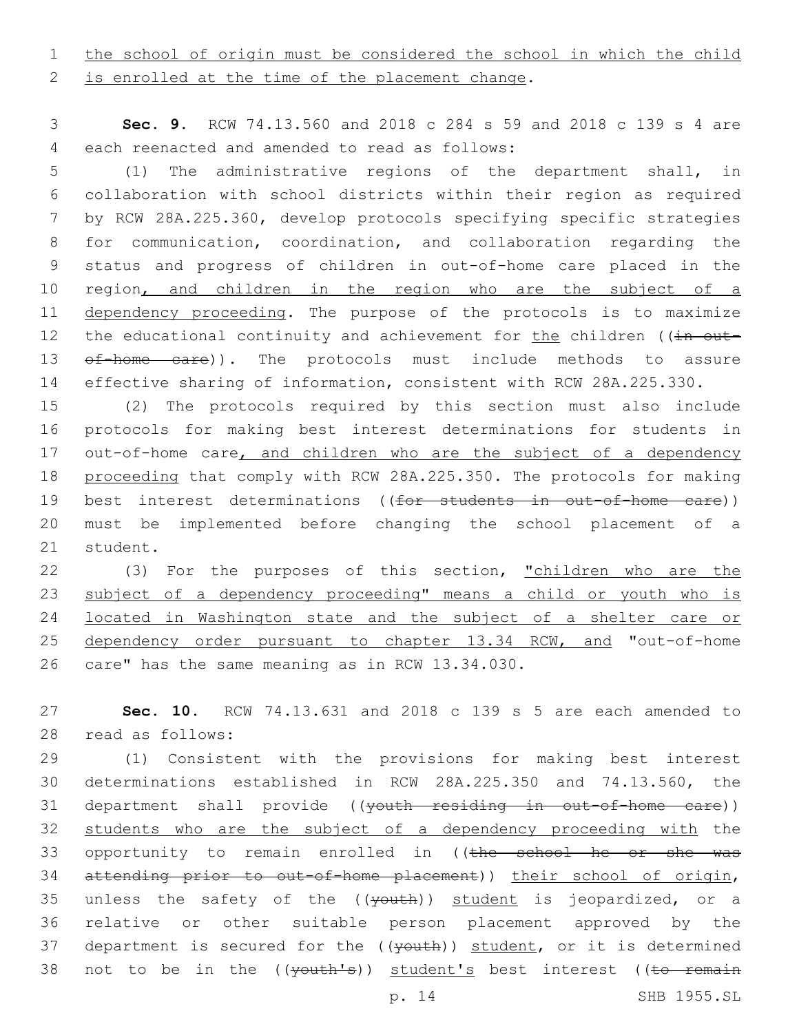the school of origin must be considered the school in which the child is enrolled at the time of the placement change.

**Sec. 9.** RCW 74.13.560 and 2018 c 284 s 59 and 2018 c 139 s 4 are each reenacted and amended to read as follows:

(1) The administrative regions of the department shall, in collaboration with school districts within their region as required by RCW 28A.225.360, develop protocols specifying specific strategies for communication, coordination, and collaboration regarding the status and progress of children in out-of-home care placed in the region, and children in the region who are the subject of a dependency proceeding. The purpose of the protocols is to maximize the educational continuity and achievement for the children ((in out-of-home care)). The protocols must include methods to assure effective sharing of information, consistent with RCW 28A.225.330.

(2) The protocols required by this section must also include protocols for making best interest determinations for students in out-of-home care, and children who are the subject of a dependency proceeding that comply with RCW 28A.225.350. The protocols for making best interest determinations ((for students in out-of-home care)) must be implemented before changing the school placement of a student.

(3) For the purposes of this section, "children who are the subject of a dependency proceeding" means a child or youth who is located in Washington state and the subject of a shelter care or dependency order pursuant to chapter 13.34 RCW, and "out-of-home care" has the same meaning as in RCW 13.34.030.

**Sec. 10.** RCW 74.13.631 and 2018 c 139 s 5 are each amended to read as follows:

(1) Consistent with the provisions for making best interest determinations established in RCW 28A.225.350 and 74.13.560, the department shall provide ((youth residing in out-of-home care)) students who are the subject of a dependency proceeding with the opportunity to remain enrolled in ((the school he or she was attending prior to out-of-home placement)) their school of origin, unless the safety of the ((youth)) student is jeopardized, or a relative or other suitable person placement approved by the department is secured for the ((youth)) student, or it is determined not to be in the ((youth's)) student's best interest ((to remain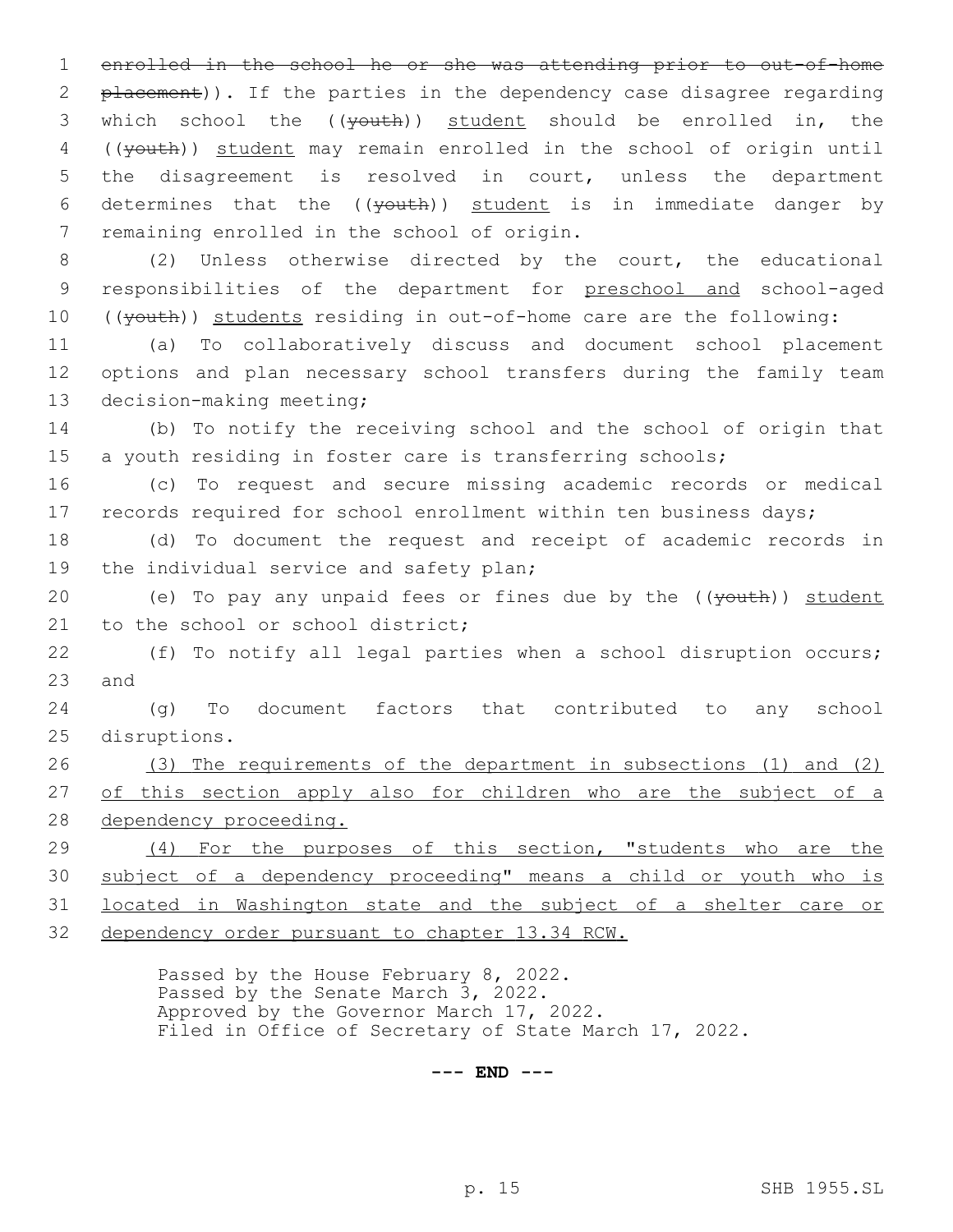enrolled in the school he or she was attending prior to out-of-home placement)). If the parties in the dependency case disagree regarding which school the ((youth)) student should be enrolled in, the ((youth)) student may remain enrolled in the school of origin until the disagreement is resolved in court, unless the department determines that the ((youth)) student is in immediate danger by remaining enrolled in the school of origin.

(2) Unless otherwise directed by the court, the educational responsibilities of the department for preschool and school-aged ((youth)) students residing in out-of-home care are the following:

(a) To collaboratively discuss and document school placement options and plan necessary school transfers during the family team decision-making meeting;

(b) To notify the receiving school and the school of origin that a youth residing in foster care is transferring schools;

(c) To request and secure missing academic records or medical records required for school enrollment within ten business days;

(d) To document the request and receipt of academic records in the individual service and safety plan;

(e) To pay any unpaid fees or fines due by the ((youth)) student to the school or school district;

(f) To notify all legal parties when a school disruption occurs; and

(g) To document factors that contributed to any school disruptions.

(3) The requirements of the department in subsections (1) and (2) of this section apply also for children who are the subject of a dependency proceeding.

(4) For the purposes of this section, "students who are the subject of a dependency proceeding" means a child or youth who is located in Washington state and the subject of a shelter care or dependency order pursuant to chapter 13.34 RCW.

Passed by the House February 8, 2022.
Passed by the Senate March 3, 2022.
Approved by the Governor March 17, 2022.
Filed in Office of Secretary of State March 17, 2022.

**--- END ---**